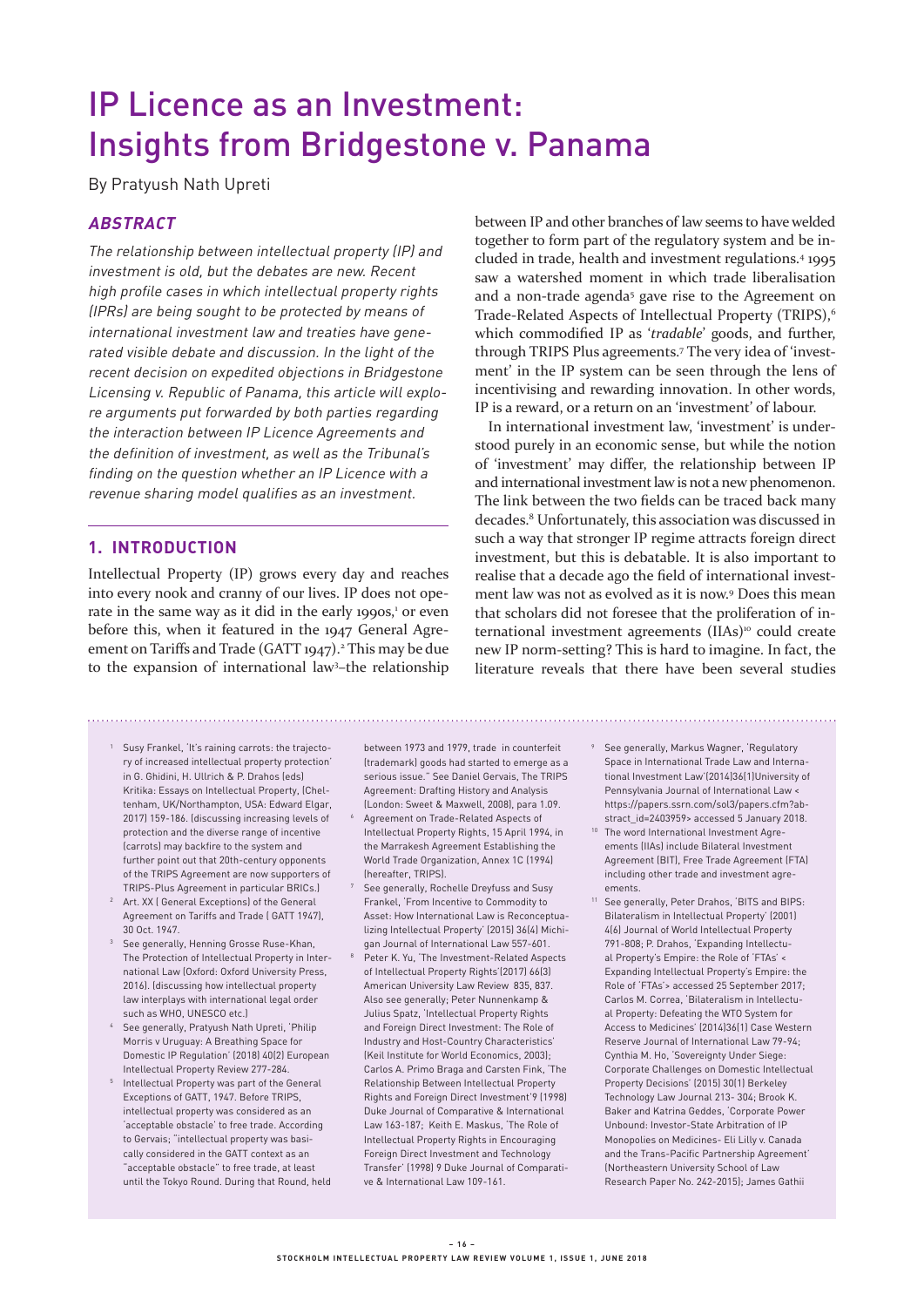# IP Licence as an Investment: Insights from Bridgestone v. Panama

By Pratyush Nath Upreti

## *ABSTRACT*

*The relationship between intellectual property (IP) and investment is old, but the debates are new. Recent high profile cases in which intellectual property rights (IPRs) are being sought to be protected by means of international investment law and treaties have generated visible debate and discussion. In the light of the recent decision on expedited objections in Bridgestone Licensing v. Republic of Panama, this article will explore arguments put forwarded by both parties regarding the interaction between IP Licence Agreements and the definition of investment, as well as the Tribunal's finding on the question whether an IP Licence with a revenue sharing model qualifies as an investment.*

## 1. INTRODUCTION

Intellectual Property (IP) grows every day and reaches into every nook and cranny of our lives. IP does not operate in the same way as it did in the early 1990s,[1] or even before this, when it featured in the 1947 General Agreement on Tariffs and Trade (GATT 1947).[2] This may be due to the expansion of international law[3]–the relationship between IP and other branches of law seems to have welded together to form part of the regulatory system and be included in trade, health and investment regulations.[4] 1995 saw a watershed moment in which trade liberalisation and a non-trade agenda[5] gave rise to the Agreement on Trade-Related Aspects of Intellectual Property (TRIPS),[6] which commodified IP as '*tradable*' goods, and further, through TRIPS Plus agreements.[7] The very idea of 'investment' in the IP system can be seen through the lens of incentivising and rewarding innovation. In other words, IP is a reward, or a return on an 'investment' of labour.

In international investment law, 'investment' is understood purely in an economic sense, but while the notion of 'investment' may differ, the relationship between IP and international investment law is not a new phenomenon. The link between the two fields can be traced back many decades.[8] Unfortunately, this association was discussed in such a way that stronger IP regime attracts foreign direct investment, but this is debatable. It is also important to realise that a decade ago the field of international investment law was not as evolved as it is now.[9] Does this mean that scholars did not foresee that the proliferation of international investment agreements (IIAs)[10] could create new IP norm-setting? This is hard to imagine. In fact, the literature reveals that there have been several studies

---

1. Susy Frankel, 'It's raining carrots: the trajectory of increased intellectual property protection' in G. Ghidini, H. Ullrich & P. Drahos (eds) Kritika: Essays on Intellectual Property, (Cheltenham, UK/Northampton, USA: Edward Elgar, 2017) 159-186. (discussing increasing levels of protection and the diverse range of incentive (carrots) may backfire to the system and further point out that 20th-century opponents of the TRIPS Agreement are now supporters of TRIPS-Plus Agreement in particular BRICs.)
2. Art. XX ( General Exceptions) of the General Agreement on Tariffs and Trade ( GATT 1947), 30 Oct. 1947.
3. See generally, Henning Grosse Ruse-Khan, The Protection of Intellectual Property in International Law (Oxford: Oxford University Press, 2016). (discussing how intellectual property law interplays with international legal order such as WHO, UNESCO etc.)
4. See generally, Pratyush Nath Upreti, 'Philip Morris v Uruguay: A Breathing Space for Domestic IP Regulation' (2018) 40(2) European Intellectual Property Review 277-284.
5. Intellectual Property was part of the General Exceptions of GATT, 1947. Before TRIPS, intellectual property was considered as an 'acceptable obstacle' to free trade. According to Gervais; "intellectual property was basically considered in the GATT context as an "acceptable obstacle" to free trade, at least until the Tokyo Round. During that Round, held between 1973 and 1979, trade in counterfeit (trademark) goods had started to emerge as a serious issue." See Daniel Gervais, The TRIPS Agreement: Drafting History and Analysis (London: Sweet & Maxwell, 2008), para 1.09.
6. Agreement on Trade-Related Aspects of Intellectual Property Rights, 15 April 1994, in the Marrakesh Agreement Establishing the World Trade Organization, Annex 1C (1994) (hereafter, TRIPS).
7. See generally, Rochelle Dreyfuss and Susy Frankel, 'From Incentive to Commodity to Asset: How International Law is Reconceptualizing Intellectual Property' (2015) 36(4) Michigan Journal of International Law 557-601.
8. Peter K. Yu, 'The Investment-Related Aspects of Intellectual Property Rights'(2017) 66(3) American University Law Review 835, 837. Also see generally; Peter Nunnenkamp & Julius Spatz, 'Intellectual Property Rights and Foreign Direct Investment: The Role of Industry and Host-Country Characteristics' (Keil Institute for World Economics, 2003); Carlos A. Primo Braga and Carsten Fink, 'The Relationship Between Intellectual Property Rights and Foreign Direct Investment'9 (1998) Duke Journal of Comparative & International Law 163-187; Keith E. Maskus, 'The Role of Intellectual Property Rights in Encouraging Foreign Direct Investment and Technology Transfer' (1998) 9 Duke Journal of Comparative & International Law 109-161.
9. See generally, Markus Wagner, 'Regulatory Space in International Trade Law and International Investment Law'(2014)36(1)University of Pennsylvania Journal of International Law < https://papers.ssrn.com/sol3/papers.cfm?abstract_id=2403959> accessed 5 January 2018.
10. The word International Investment Agreements (IIAs) include Bilateral Investment Agreement (BIT), Free Trade Agreement (FTA) including other trade and investment agreements.
11. See generally, Peter Drahos, 'BITS and BIPS: Bilateralism in Intellectual Property' (2001) 4(6) Journal of World Intellectual Property 791-808; P. Drahos, 'Expanding Intellectual Property's Empire: the Role of 'FTAs' < Expanding Intellectual Property's Empire: the Role of 'FTAs'> accessed 25 September 2017; Carlos M. Correa, 'Bilateralism in Intellectual Property: Defeating the WTO System for Access to Medicines' (2014)36(1) Case Western Reserve Journal of International Law 79-94; Cynthia M. Ho, 'Sovereignty Under Siege: Corporate Challenges on Domestic Intellectual Property Decisions' (2015) 30(1) Berkeley Technology Law Journal 213- 304; Brook K. Baker and Katrina Geddes, 'Corporate Power Unbound: Investor-State Arbitration of IP Monopolies on Medicines- Eli Lilly v. Canada and the Trans-Pacific Partnership Agreement' (Northeastern University School of Law Research Paper No. 242-2015); James Gathii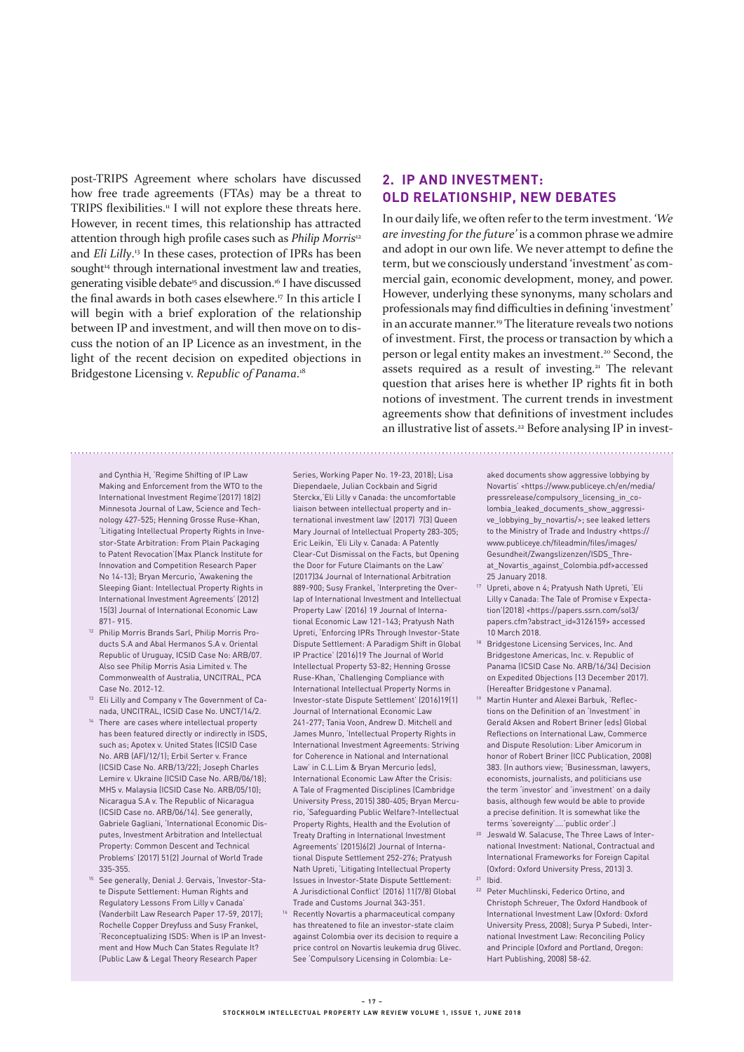post-TRIPS Agreement where scholars have discussed how free trade agreements (FTAs) may be a threat to TRIPS flexibilities.[11] I will not explore these threats here. However, in recent times, this relationship has attracted attention through high profile cases such as *Philip Morris*[12] and *Eli Lilly*.[13] In these cases, protection of IPRs has been sought[14] through international investment law and treaties, generating visible debate[15] and discussion.[16] I have discussed the final awards in both cases elsewhere.[17] In this article I will begin with a brief exploration of the relationship between IP and investment, and will then move on to discuss the notion of an IP Licence as an investment, in the light of the recent decision on expedited objections in Bridgestone Licensing v. *Republic of Panama*.[18]

## 2. IP AND INVESTMENT: OLD RELATIONSHIP, NEW DEBATES

In our daily life, we often refer to the term investment. '*We are investing for the future*' is a common phrase we admire and adopt in our own life. We never attempt to define the term, but we consciously understand 'investment' as commercial gain, economic development, money, and power. However, underlying these synonyms, many scholars and professionals may find difficulties in defining 'investment' in an accurate manner.[19] The literature reveals two notions of investment. First, the process or transaction by which a person or legal entity makes an investment.[20] Second, the assets required as a result of investing.[21] The relevant question that arises here is whether IP rights fit in both notions of investment. The current trends in investment agreements show that definitions of investment includes an illustrative list of assets.[22] Before analysing IP in invest-

and Cynthia H, 'Regime Shifting of IP Law Making and Enforcement from the WTO to the International Investment Regime'(2017) 18(2) Minnesota Journal of Law, Science and Technology 427-525; Henning Grosse Ruse-Khan, 'Litigating Intellectual Property Rights in Investor-State Arbitration: From Plain Packaging to Patent Revocation'(Max Planck Institute for Innovation and Competition Research Paper No 14-13); Bryan Mercurio, 'Awakening the Sleeping Giant: Intellectual Property Rights in International Investment Agreements' (2012) 15(3) Journal of International Economic Law 871- 915.

12 Philip Morris Brands Sarl, Philip Morris Products S.A and Abal Hermanos S.A v. Oriental Republic of Uruguay, ICSID Case No: ARB/07. Also see Philip Morris Asia Limited v. The Commonwealth of Australia, UNCITRAL, PCA Case No. 2012-12.

13 Eli Lilly and Company v The Government of Canada, UNCITRAL, ICSID Case No. UNCT/14/2.

14 There are cases where intellectual property has been featured directly or indirectly in ISDS, such as; Apotex v. United States (ICSID Case No. ARB (AF)/12/1); Erbil Serter v. France (ICSID Case No. ARB/13/22); Joseph Charles Lemire v. Ukraine (ICSID Case No. ARB/06/18); MHS v. Malaysia (ICSID Case No. ARB/05/10); Nicaragua S.A v. The Republic of Nicaragua (ICSID Case no. ARB/06/14). See generally, Gabriele Gagliani, 'International Economic Disputes, Investment Arbitration and Intellectual Property: Common Descent and Technical Problems' (2017) 51(2) Journal of World Trade 335-355.

15 See generally, Denial J. Gervais, 'Investor-State Dispute Settlement: Human Rights and Regulatory Lessons From Lilly v Canada' (Vanderbilt Law Research Paper 17-59, 2017); Rochelle Copper Dreyfuss and Susy Frankel, 'Reconceptualizing ISDS: When is IP an Investment and How Much Can States Regulate It? (Public Law & Legal Theory Research Paper Series, Working Paper No. 19-23, 2018); Lisa Diependaele, Julian Cockbain and Sigrid Sterckx,'Eli Lilly v Canada: the uncomfortable liaison between intellectual property and international investment law' (2017) 7(3) Queen Mary Journal of Intellectual Property 283-305; Eric Leikin, 'Eli Lily v. Canada: A Patently Clear-Cut Dismissal on the Facts, but Opening the Door for Future Claimants on the Law' (2017)34 Journal of International Arbitration 889-900; Susy Frankel, 'Interpreting the Overlap of International Investment and Intellectual Property Law' (2016) 19 Journal of International Economic Law 121-143; Pratyush Nath Upreti, 'Enforcing IPRs Through Investor-State Dispute Settlement: A Paradigm Shift in Global IP Practice' (2016)19 The Journal of World Intellectual Property 53-82; Henning Grosse Ruse-Khan, 'Challenging Compliance with International Intellectual Property Norms in Investor-state Dispute Settlement' (2016)19(1) Journal of International Economic Law 241-277; Tania Voon, Andrew D. Mitchell and James Munro, 'Intellectual Property Rights in International Investment Agreements: Striving for Coherence in National and International Law' in C.L.Lim & Bryan Mercurio (eds), International Economic Law After the Crisis: A Tale of Fragmented Disciplines (Cambridge University Press, 2015) 380-405; Bryan Mercurio, 'Safeguarding Public Welfare?-Intellectual Property Rights, Health and the Evolution of Treaty Drafting in International Investment Agreements' (2015)6(2) Journal of International Dispute Settlement 252-276; Pratyush Nath Upreti, 'Litigating Intellectual Property Issues in Investor-State Dispute Settlement: A Jurisdictional Conflict' (2016) 11(7/8) Global Trade and Customs Journal 343-351.

16 Recently Novartis a pharmaceutical company has threatened to file an investor-state claim against Colombia over its decision to require a price control on Novartis leukemia drug Glivec. See 'Compulsory Licensing in Colombia: Leaked documents show aggressive lobbying by Novartis' <https://www.publiceye.ch/en/media/pressrelease/compulsory_licensing_in_colombia_leaked_documents_show_aggressive_lobbying_by_novartis/>; see leaked letters to the Ministry of Trade and Industry <https://www.publiceye.ch/fileadmin/files/images/Gesundheit/Zwangslizenzen/ISDS_Threat_Novartis_against_Colombia.pdf>accessed 25 January 2018.

17 Upreti, above n 4; Pratyush Nath Upreti, 'Eli Lilly v Canada: The Tale of Promise v Expectation'(2018) <https://papers.ssrn.com/sol3/papers.cfm?abstract_id=3126159> accessed 10 March 2018.

18 Bridgestone Licensing Services, Inc. And Bridgestone Americas, Inc. v. Republic of Panama (ICSID Case No. ARB/16/34) Decision on Expedited Objections (13 December 2017). (Hereafter Bridgestone v Panama).

19 Martin Hunter and Alexei Barbuk, 'Reflections on the Definition of an 'Investment' in Gerald Aksen and Robert Briner (eds) Global Reflections on International Law, Commerce and Dispute Resolution: Liber Amicorum in honor of Robert Briner (ICC Publication, 2008) 383. (In authors view; 'Businessman, lawyers, economists, journalists, and politicians use the term 'investor' and 'investment' on a daily basis, although few would be able to provide a precise definition. It is somewhat like the terms 'sovereignty'....'public order'.)

20 Jeswald W. Salacuse, The Three Laws of International Investment: National, Contractual and International Frameworks for Foreign Capital (Oxford: Oxford University Press, 2013) 3.

21 Ibid.

22 Peter Muchlinski, Federico Ortino, and Christoph Schreuer, The Oxford Handbook of International Investment Law (Oxford: Oxford University Press, 2008); Surya P Subedi, International Investment Law: Reconciling Policy and Principle (Oxford and Portland, Oregon: Hart Publishing, 2008) 58-62.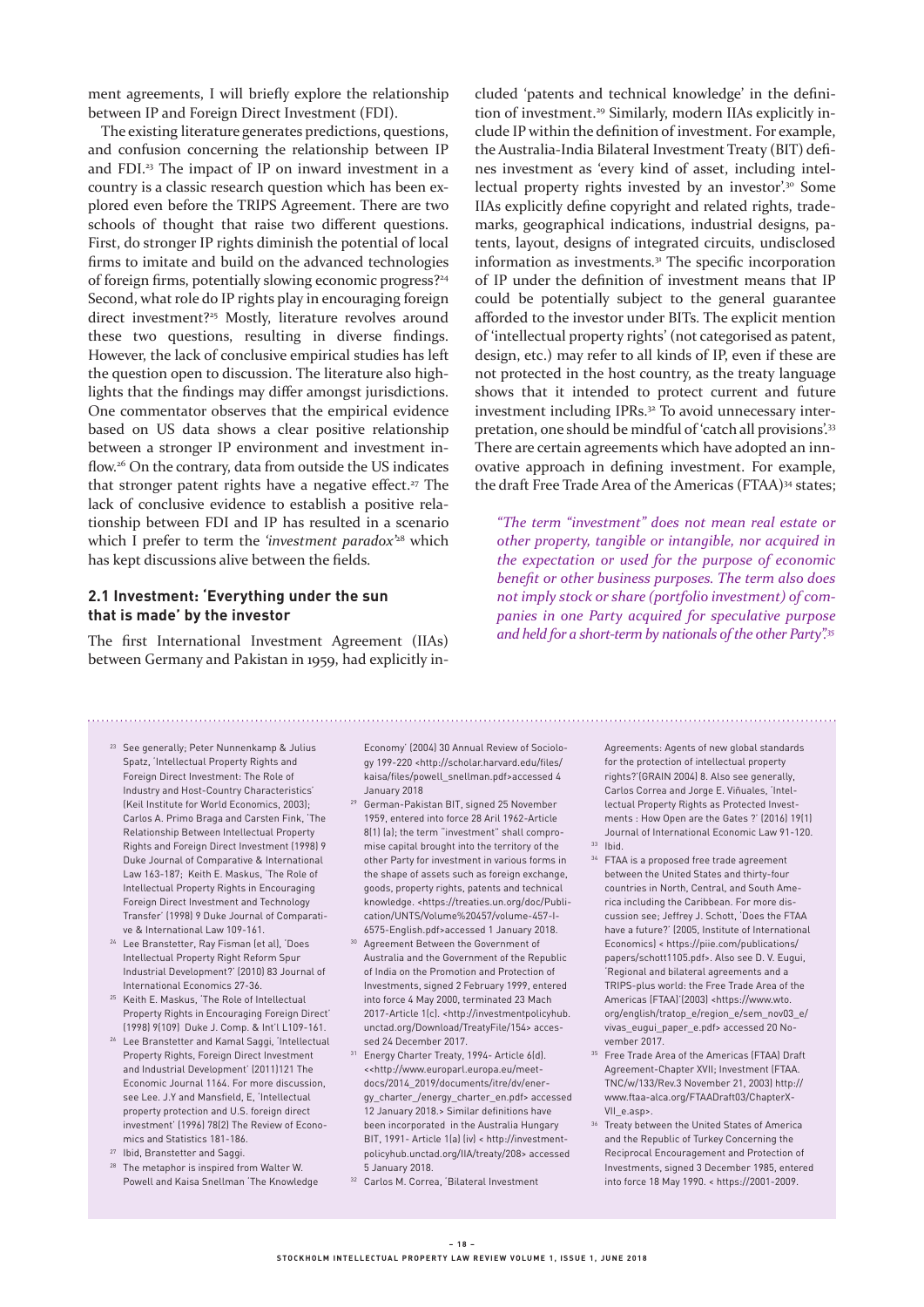ment agreements, I will briefly explore the relationship between IP and Foreign Direct Investment (FDI).

The existing literature generates predictions, questions, and confusion concerning the relationship between IP and FDI.[23] The impact of IP on inward investment in a country is a classic research question which has been explored even before the TRIPS Agreement. There are two schools of thought that raise two different questions. First, do stronger IP rights diminish the potential of local firms to imitate and build on the advanced technologies of foreign firms, potentially slowing economic progress?[24] Second, what role do IP rights play in encouraging foreign direct investment?[25] Mostly, literature revolves around these two questions, resulting in diverse findings. However, the lack of conclusive empirical studies has left the question open to discussion. The literature also highlights that the findings may differ amongst jurisdictions. One commentator observes that the empirical evidence based on US data shows a clear positive relationship between a stronger IP environment and investment inflow.[26] On the contrary, data from outside the US indicates that stronger patent rights have a negative effect.[27] The lack of conclusive evidence to establish a positive relationship between FDI and IP has resulted in a scenario which I prefer to term the *'investment paradox'*[28] which has kept discussions alive between the fields.

### 2.1 Investment: 'Everything under the sun that is made' by the investor

The first International Investment Agreement (IIAs) between Germany and Pakistan in 1959, had explicitly included 'patents and technical knowledge' in the definition of investment.[29] Similarly, modern IIAs explicitly include IP within the definition of investment. For example, the Australia-India Bilateral Investment Treaty (BIT) defines investment as 'every kind of asset, including intellectual property rights invested by an investor'.[30] Some IIAs explicitly define copyright and related rights, trademarks, geographical indications, industrial designs, patents, layout, designs of integrated circuits, undisclosed information as investments.[31] The specific incorporation of IP under the definition of investment means that IP could be potentially subject to the general guarantee afforded to the investor under BITs. The explicit mention of 'intellectual property rights' (not categorised as patent, design, etc.) may refer to all kinds of IP, even if these are not protected in the host country, as the treaty language shows that it intended to protect current and future investment including IPRs.[32] To avoid unnecessary interpretation, one should be mindful of 'catch all provisions'.[33] There are certain agreements which have adopted an innovative approach in defining investment. For example, the draft Free Trade Area of the Americas (FTAA)[34] states;

> *"The term "investment" does not mean real estate or other property, tangible or intangible, nor acquired in the expectation or used for the purpose of economic benefit or other business purposes. The term also does not imply stock or share (portfolio investment) of companies in one Party acquired for speculative purpose and held for a short-term by nationals of the other Party".*[35]

---

[23] See generally; Peter Nunnenkamp & Julius Spatz, 'Intellectual Property Rights and Foreign Direct Investment: The Role of Industry and Host-Country Characteristics' (Keil Institute for World Economics, 2003); Carlos A. Primo Braga and Carsten Fink, 'The Relationship Between Intellectual Property Rights and Foreign Direct Investment (1998) 9 Duke Journal of Comparative & International Law 163-187; Keith E. Maskus, 'The Role of Intellectual Property Rights in Encouraging Foreign Direct Investment and Technology Transfer' (1998) 9 Duke Journal of Comparative & International Law 109-161.

[24] Lee Branstetter, Ray Fisman (et al), 'Does Intellectual Property Right Reform Spur Industrial Development?' (2010) 83 Journal of International Economics 27-36.

[25] Keith E. Maskus, 'The Role of Intellectual Property Rights in Encouraging Foreign Direct' (1998) 9(109) Duke J. Comp. & Int'l L109-161.

[26] Lee Branstetter and Kamal Saggi, 'Intellectual Property Rights, Foreign Direct Investment and Industrial Development' (2011)121 The Economic Journal 1164. For more discussion, see Lee. J.Y and Mansfield, E, 'Intellectual property protection and U.S. foreign direct investment' (1996) 78(2) The Review of Economics and Statistics 181-186.

[27] Ibid, Branstetter and Saggi.

[28] The metaphor is inspired from Walter W. Powell and Kaisa Snellman 'The Knowledge Economy' (2004) 30 Annual Review of Sociology 199-220 <http://scholar.harvard.edu/files/kaisa/files/powell_snellman.pdf>accessed 4 January 2018

[29] German-Pakistan BIT, signed 25 November 1959, entered into force 28 Aril 1962-Article 8(1) (a); the term "investment" shall comprise capital brought into the territory of the other Party for investment in various forms in the shape of assets such as foreign exchange, goods, property rights, patents and technical knowledge. <https://treaties.un.org/doc/Publication/UNTS/Volume%20457/volume-457-I-6575-English.pdf>accessed 1 January 2018.

[30] Agreement Between the Government of Australia and the Government of the Republic of India on the Promotion and Protection of Investments, signed 2 February 1999, entered into force 4 May 2000, terminated 23 Mach 2017-Article 1(c). <http://investmentpolicyhub.unctad.org/Download/TreatyFile/154> accessed 24 December 2017.

[31] Energy Charter Treaty, 1994- Article 6(d). <<http://www.europarl.europa.eu/meet-docs/2014_2019/documents/itre/dv/energy_charter_/energy_charter_en.pdf> accessed 12 January 2018.> Similar definitions have been incorporated in the Australia Hungary BIT, 1991- Article 1(a) (iv) < http://investmentpolicyhub.unctad.org/IIA/treaty/208> accessed 5 January 2018.

[32] Carlos M. Correa, 'Bilateral Investment Agreements: Agents of new global standards for the protection of intellectual property rights?'(GRAIN 2004) 8. Also see generally, Carlos Correa and Jorge E. Viñuales, 'Intellectual Property Rights as Protected Investments : How Open are the Gates ?' (2016) 19(1) Journal of International Economic Law 91-120.

[33] Ibid.

[34] FTAA is a proposed free trade agreement between the United States and thirty-four countries in North, Central, and South America including the Caribbean. For more discussion see; Jeffrey J. Schott, 'Does the FTAA have a future?' (2005, Institute of International Economics) < https://piie.com/publications/papers/schott1105.pdf>. Also see D. V. Eugui, 'Regional and bilateral agreements and a TRIPS-plus world: the Free Trade Area of the Americas (FTAA)'(2003) <https://www.wto.org/english/tratop_e/region_e/sem_nov03_e/vivas_eugui_paper_e.pdf> accessed 20 November 2017.

[35] Free Trade Area of the Americas (FTAA) Draft Agreement-Chapter XVII; Investment (FTAA.TNC/w/133/Rev.3 November 21, 2003) http://www.ftaa-alca.org/FTAADraft03/ChapterXVII_e.asp>.

[36] Treaty between the United States of America and the Republic of Turkey Concerning the Reciprocal Encouragement and Protection of Investments, signed 3 December 1985, entered into force 18 May 1990. < https://2001-2009.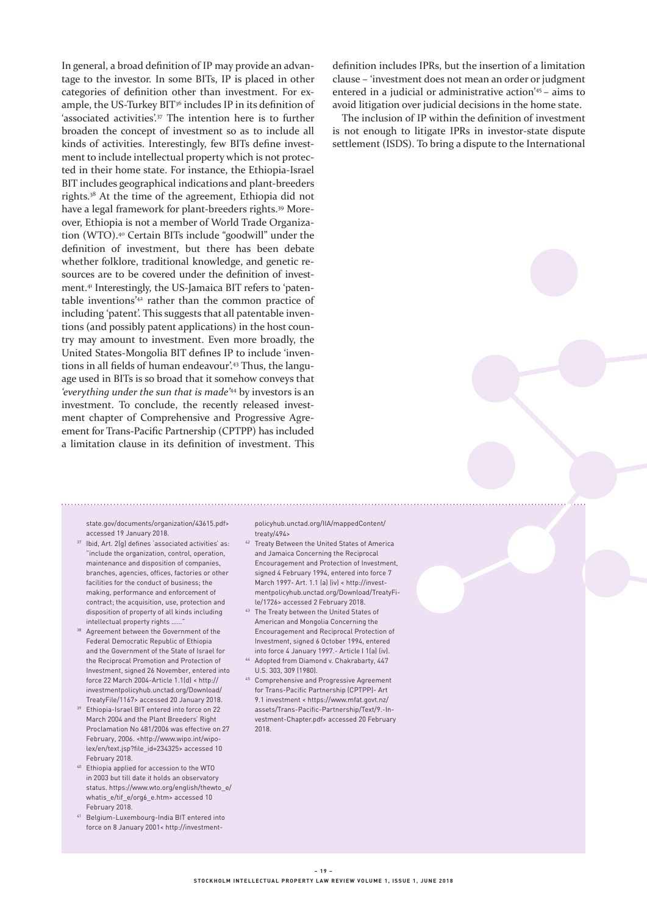In general, a broad definition of IP may provide an advantage to the investor. In some BITs, IP is placed in other categories of definition other than investment. For example, the US-Turkey BIT[36] includes IP in its definition of 'associated activities'.[37] The intention here is to further broaden the concept of investment so as to include all kinds of activities. Interestingly, few BITs define investment to include intellectual property which is not protected in their home state. For instance, the Ethiopia-Israel BIT includes geographical indications and plant-breeders rights.[38] At the time of the agreement, Ethiopia did not have a legal framework for plant-breeders rights.[39] Moreover, Ethiopia is not a member of World Trade Organization (WTO).[40] Certain BITs include "goodwill" under the definition of investment, but there has been debate whether folklore, traditional knowledge, and genetic resources are to be covered under the definition of investment.[41] Interestingly, the US-Jamaica BIT refers to 'patentable inventions'[42] rather than the common practice of including 'patent'. This suggests that all patentable inventions (and possibly patent applications) in the host country may amount to investment. Even more broadly, the United States-Mongolia BIT defines IP to include 'inventions in all fields of human endeavour'.[43] Thus, the language used in BITs is so broad that it somehow conveys that *'everything under the sun that is made'*[44] by investors is an investment. To conclude, the recently released investment chapter of Comprehensive and Progressive Agreement for Trans-Pacific Partnership (CPTPP) has included a limitation clause in its definition of investment. This definition includes IPRs, but the insertion of a limitation clause – 'investment does not mean an order or judgment entered in a judicial or administrative action'[45] – aims to avoid litigation over judicial decisions in the home state.

The inclusion of IP within the definition of investment is not enough to litigate IPRs in investor-state dispute settlement (ISDS). To bring a dispute to the International

---

state.gov/documents/organization/43615.pdf> accessed 19 January 2018.

[37] Ibid, Art. 2(g) defines 'associated activities' as: "include the organization, control, operation, maintenance and disposition of companies, branches, agencies, offices, factories or other facilities for the conduct of business; the making, performance and enforcement of contract; the acquisition, use, protection and disposition of property of all kinds including intellectual property rights ......"

[38] Agreement between the Government of the Federal Democratic Republic of Ethiopia and the Government of the State of Israel for the Reciprocal Promotion and Protection of Investment, signed 26 November, entered into force 22 March 2004-Article 1.1(d) < http://investmentpolicyhub.unctad.org/Download/TreatyFile/1167> accessed 20 January 2018.

[39] Ethiopia-Israel BIT entered into force on 22 March 2004 and the Plant Breeders' Right Proclamation No 481/2006 was effective on 27 February, 2006. <http://www.wipo.int/wipolex/en/text.jsp?file_id=234325> accessed 10 February 2018.

[40] Ethiopia applied for accession to the WTO in 2003 but till date it holds an observatory status. https://www.wto.org/english/thewto_e/whatis_e/tif_e/org6_e.htm> accessed 10 February 2018.

[41] Belgium-Luxembourg-India BIT entered into force on 8 January 2001< http://investmentpolicyhub.unctad.org/IIA/mappedContent/treaty/494>

[42] Treaty Between the United States of America and Jamaica Concerning the Reciprocal Encouragement and Protection of Investment, signed 4 February 1994, entered into force 7 March 1997- Art. 1.1 (a) (iv) < http://investmentpolicyhub.unctad.org/Download/TreatyFile/1726> accessed 2 February 2018.

[43] The Treaty between the United States of American and Mongolia Concerning the Encouragement and Reciprocal Protection of Investment, signed 6 October 1994, entered into force 4 January 1997.- Article I 1(a) (iv).

[44] Adopted from Diamond v. Chakrabarty, 447 U.S. 303, 309 (1980).

[45] Comprehensive and Progressive Agreement for Trans-Pacific Partnership (CPTPP)- Art 9.1 investment < https://www.mfat.govt.nz/assets/Trans-Pacific-Partnership/Text/9.-Investment-Chapter.pdf> accessed 20 February 2018.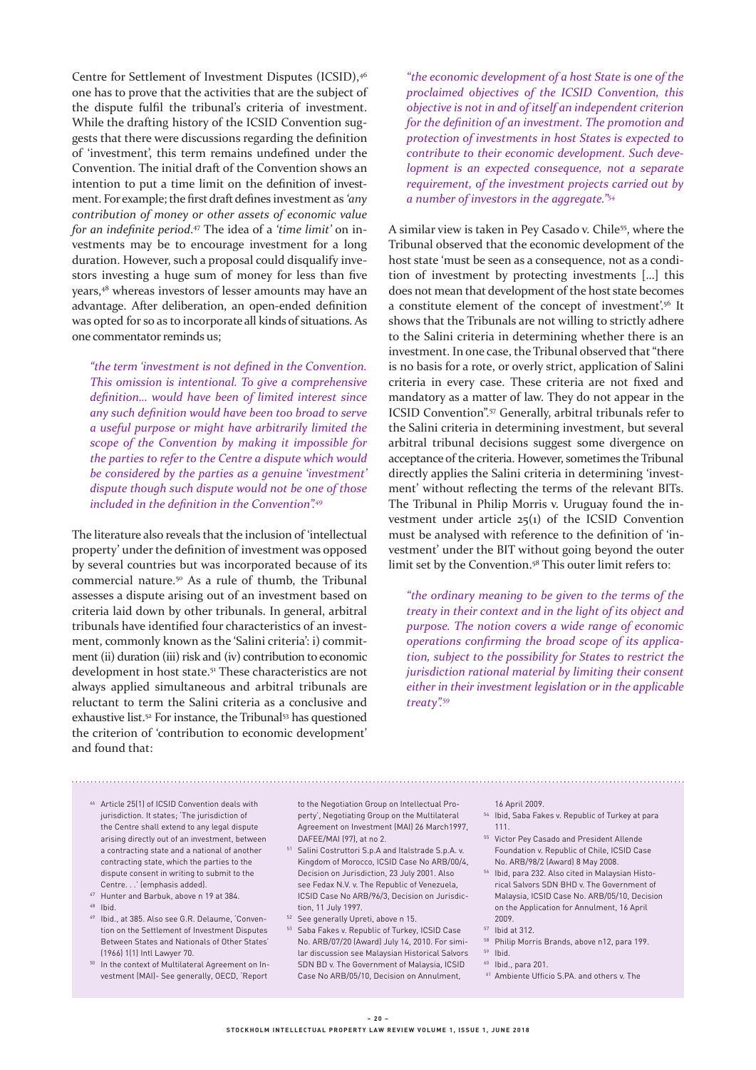Centre for Settlement of Investment Disputes (ICSID),[46] one has to prove that the activities that are the subject of the dispute fulfil the tribunal's criteria of investment. While the drafting history of the ICSID Convention suggests that there were discussions regarding the definition of 'investment', this term remains undefined under the Convention. The initial draft of the Convention shows an intention to put a time limit on the definition of investment. For example; the first draft defines investment as *'any contribution of money or other assets of economic value for an indefinite period*.[47] The idea of a *'time limit'* on investments may be to encourage investment for a long duration. However, such a proposal could disqualify investors investing a huge sum of money for less than five years,[48] whereas investors of lesser amounts may have an advantage. After deliberation, an open-ended definition was opted for so as to incorporate all kinds of situations. As one commentator reminds us;

> *"the term 'investment is not defined in the Convention. This omission is intentional. To give a comprehensive definition... would have been of limited interest since any such definition would have been too broad to serve a useful purpose or might have arbitrarily limited the scope of the Convention by making it impossible for the parties to refer to the Centre a dispute which would be considered by the parties as a genuine 'investment' dispute though such dispute would not be one of those included in the definition in the Convention".[49]*

The literature also reveals that the inclusion of 'intellectual property' under the definition of investment was opposed by several countries but was incorporated because of its commercial nature.[50] As a rule of thumb, the Tribunal assesses a dispute arising out of an investment based on criteria laid down by other tribunals. In general, arbitral tribunals have identified four characteristics of an investment, commonly known as the 'Salini criteria': i) commitment (ii) duration (iii) risk and (iv) contribution to economic development in host state.[51] These characteristics are not always applied simultaneous and arbitral tribunals are reluctant to term the Salini criteria as a conclusive and exhaustive list.[52] For instance, the Tribunal[53] has questioned the criterion of 'contribution to economic development' and found that:

> *"the economic development of a host State is one of the proclaimed objectives of the ICSID Convention, this objective is not in and of itself an independent criterion for the definition of an investment. The promotion and protection of investments in host States is expected to contribute to their economic development. Such development is an expected consequence, not a separate requirement, of the investment projects carried out by a number of investors in the aggregate."[54]*

A similar view is taken in Pey Casado v. Chile[55], where the Tribunal observed that the economic development of the host state 'must be seen as a consequence, not as a condition of investment by protecting investments [...] this does not mean that development of the host state becomes a constitute element of the concept of investment'.[56] It shows that the Tribunals are not willing to strictly adhere to the Salini criteria in determining whether there is an investment. In one case, the Tribunal observed that "there is no basis for a rote, or overly strict, application of Salini criteria in every case. These criteria are not fixed and mandatory as a matter of law. They do not appear in the ICSID Convention".[57] Generally, arbitral tribunals refer to the Salini criteria in determining investment, but several arbitral tribunal decisions suggest some divergence on acceptance of the criteria. However, sometimes the Tribunal directly applies the Salini criteria in determining 'investment' without reflecting the terms of the relevant BITs. The Tribunal in Philip Morris v. Uruguay found the investment under article 25(1) of the ICSID Convention must be analysed with reference to the definition of 'investment' under the BIT without going beyond the outer limit set by the Convention.[58] This outer limit refers to:

> *"the ordinary meaning to be given to the terms of the treaty in their context and in the light of its object and purpose. The notion covers a wide range of economic operations confirming the broad scope of its application, subject to the possibility for States to restrict the jurisdiction rational material by limiting their consent either in their investment legislation or in the applicable treaty".[59]*

---

[46] Article 25(1) of ICSID Convention deals with jurisdiction. It states; 'The jurisdiction of the Centre shall extend to any legal dispute arising directly out of an investment, between a contracting state and a national of another contracting state, which the parties to the dispute consent in writing to submit to the Centre. . .' (emphasis added).

[47] Hunter and Barbuk, above n 19 at 384.

[48] Ibid.

[49] Ibid., at 385. Also see G.R. Delaume, 'Convention on the Settlement of Investment Disputes Between States and Nationals of Other States' (1966) 1(1) Intl Lawyer 70.

[50] In the context of Multilateral Agreement on Investment (MAI)- See generally, OECD, 'Report to the Negotiation Group on Intellectual Property', Negotiating Group on the Multilateral Agreement on Investment (MAI) 26 March1997, DAFEE/MAI (97), at no 2.

[51] Salini Costruttori S.p.A and Italstrade S.p.A. v. Kingdom of Morocco, ICSID Case No ARB/00/4, Decision on Jurisdiction, 23 July 2001. Also see Fedax N.V. v. The Republic of Venezuela, ICSID Case No ARB/96/3, Decision on Jurisdiction, 11 July 1997.

[52] See generally Upreti, above n 15.

[53] Saba Fakes v. Republic of Turkey, ICSID Case No. ARB/07/20 (Award) July 14, 2010. For similar discussion see Malaysian Historical Salvors SDN BD v. The Government of Malaysia, ICSID Case No ARB/05/10, Decision on Annulment, 16 April 2009.

[54] Ibid, Saba Fakes v. Republic of Turkey at para 111.

[55] Victor Pey Casado and President Allende Foundation v. Republic of Chile, ICSID Case No. ARB/98/2 (Award) 8 May 2008.

[56] Ibid, para 232. Also cited in Malaysian Historical Salvors SDN BHD v. The Government of Malaysia, ICSID Case No. ARB/05/10, Decision on the Application for Annulment, 16 April 2009.

[57] Ibid at 312.

[58] Philip Morris Brands, above n12, para 199.

[59] Ibid.

[60] Ibid., para 201.

[61] Ambiente Ufficio S.PA. and others v. The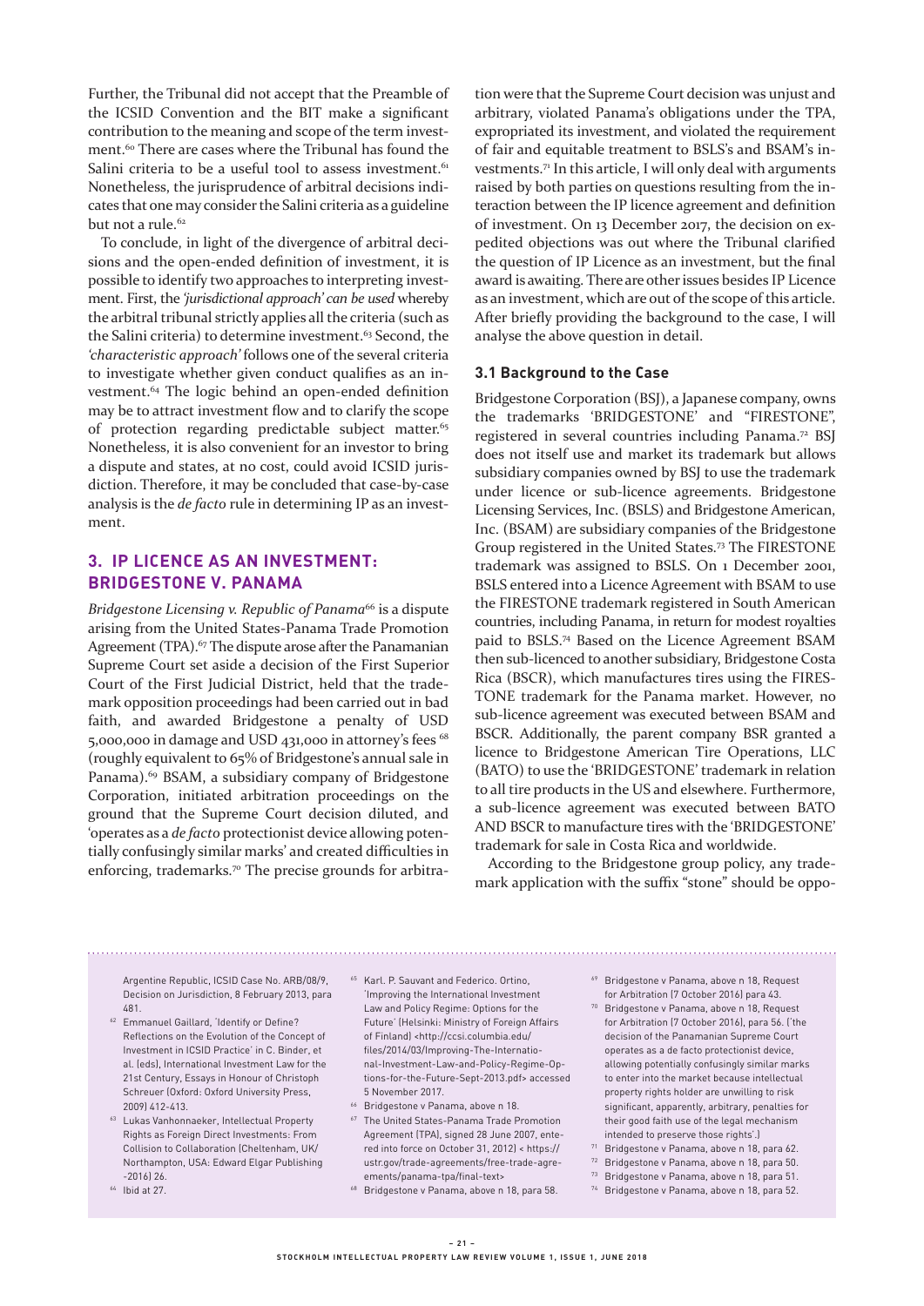Further, the Tribunal did not accept that the Preamble of the ICSID Convention and the BIT make a significant contribution to the meaning and scope of the term investment.[60] There are cases where the Tribunal has found the Salini criteria to be a useful tool to assess investment.[61] Nonetheless, the jurisprudence of arbitral decisions indicates that one may consider the Salini criteria as a guideline but not a rule.[62]

To conclude, in light of the divergence of arbitral decisions and the open-ended definition of investment, it is possible to identify two approaches to interpreting investment. First, the *'jurisdictional approach' can be used* whereby the arbitral tribunal strictly applies all the criteria (such as the Salini criteria) to determine investment.[63] Second, the *'characteristic approach'* follows one of the several criteria to investigate whether given conduct qualifies as an investment.[64] The logic behind an open-ended definition may be to attract investment flow and to clarify the scope of protection regarding predictable subject matter.[65] Nonetheless, it is also convenient for an investor to bring a dispute and states, at no cost, could avoid ICSID jurisdiction. Therefore, it may be concluded that case-by-case analysis is the *de facto* rule in determining IP as an investment.

## 3. IP LICENCE AS AN INVESTMENT: BRIDGESTONE V. PANAMA

*Bridgestone Licensing v. Republic of Panama*[66] is a dispute arising from the United States-Panama Trade Promotion Agreement (TPA).[67] The dispute arose after the Panamanian Supreme Court set aside a decision of the First Superior Court of the First Judicial District, held that the trademark opposition proceedings had been carried out in bad faith, and awarded Bridgestone a penalty of USD 5,000,000 in damage and USD 431,000 in attorney's fees [68] (roughly equivalent to 65% of Bridgestone's annual sale in Panama).[69] BSAM, a subsidiary company of Bridgestone Corporation, initiated arbitration proceedings on the ground that the Supreme Court decision diluted, and 'operates as a *de facto* protectionist device allowing potentially confusingly similar marks' and created difficulties in enforcing, trademarks.[70] The precise grounds for arbitration were that the Supreme Court decision was unjust and arbitrary, violated Panama's obligations under the TPA, expropriated its investment, and violated the requirement of fair and equitable treatment to BSLS's and BSAM's investments.[71] In this article, I will only deal with arguments raised by both parties on questions resulting from the interaction between the IP licence agreement and definition of investment. On 13 December 2017, the decision on expedited objections was out where the Tribunal clarified the question of IP Licence as an investment, but the final award is awaiting. There are other issues besides IP Licence as an investment, which are out of the scope of this article. After briefly providing the background to the case, I will analyse the above question in detail.

### 3.1 Background to the Case

Bridgestone Corporation (BSJ), a Japanese company, owns the trademarks 'BRIDGESTONE' and "FIRESTONE", registered in several countries including Panama.[72] BSJ does not itself use and market its trademark but allows subsidiary companies owned by BSJ to use the trademark under licence or sub-licence agreements. Bridgestone Licensing Services, Inc. (BSLS) and Bridgestone American, Inc. (BSAM) are subsidiary companies of the Bridgestone Group registered in the United States.[73] The FIRESTONE trademark was assigned to BSLS. On 1 December 2001, BSLS entered into a Licence Agreement with BSAM to use the FIRESTONE trademark registered in South American countries, including Panama, in return for modest royalties paid to BSLS.[74] Based on the Licence Agreement BSAM then sub-licenced to another subsidiary, Bridgestone Costa Rica (BSCR), which manufactures tires using the FIRESTONE trademark for the Panama market. However, no sub-licence agreement was executed between BSAM and BSCR. Additionally, the parent company BSR granted a licence to Bridgestone American Tire Operations, LLC (BATO) to use the 'BRIDGESTONE' trademark in relation to all tire products in the US and elsewhere. Furthermore, a sub-licence agreement was executed between BATO AND BSCR to manufacture tires with the 'BRIDGESTONE' trademark for sale in Costa Rica and worldwide.

According to the Bridgestone group policy, any trademark application with the suffix "stone" should be oppo-

---

[61] Argentine Republic, ICSID Case No. ARB/08/9, Decision on Jurisdiction, 8 February 2013, para 481.

[62] Emmanuel Gaillard, 'Identify or Define? Reflections on the Evolution of the Concept of Investment in ICSID Practice' in C. Binder, et al. (eds), International Investment Law for the 21st Century, Essays in Honour of Christoph Schreuer (Oxford: Oxford University Press, 2009) 412-413.

[63] Lukas Vanhonnaeker, Intellectual Property Rights as Foreign Direct Investments: From Collision to Collaboration (Cheltenham, UK/ Northampton, USA: Edward Elgar Publishing -2016) 26.

[64] Ibid at 27.

[65] Karl. P. Sauvant and Federico. Ortino, 'Improving the International Investment Law and Policy Regime: Options for the Future' (Helsinki: Ministry of Foreign Affairs of Finland) <http://ccsi.columbia.edu/files/2014/03/Improving-The-International-Investment-Law-and-Policy-Regime-Options-for-the-Future-Sept-2013.pdf> accessed 5 November 2017.

[66] Bridgestone v Panama, above n 18.

[67] The United States-Panama Trade Promotion Agreement (TPA), signed 28 June 2007, entered into force on October 31, 2012) < https://ustr.gov/trade-agreements/free-trade-agreements/panama-tpa/final-text>

[68] Bridgestone v Panama, above n 18, para 58.

[69] Bridgestone v Panama, above n 18, Request for Arbitration (7 October 2016) para 43.

[70] Bridgestone v Panama, above n 18, Request for Arbitration (7 October 2016), para 56. ('the decision of the Panamanian Supreme Court operates as a de facto protectionist device, allowing potentially confusingly similar marks to enter into the market because intellectual property rights holder are unwilling to risk significant, apparently, arbitrary, penalties for their good faith use of the legal mechanism intended to preserve those rights'.)

[71] Bridgestone v Panama, above n 18, para 62.

[72] Bridgestone v Panama, above n 18, para 50.

[73] Bridgestone v Panama, above n 18, para 51.

[74] Bridgestone v Panama, above n 18, para 52.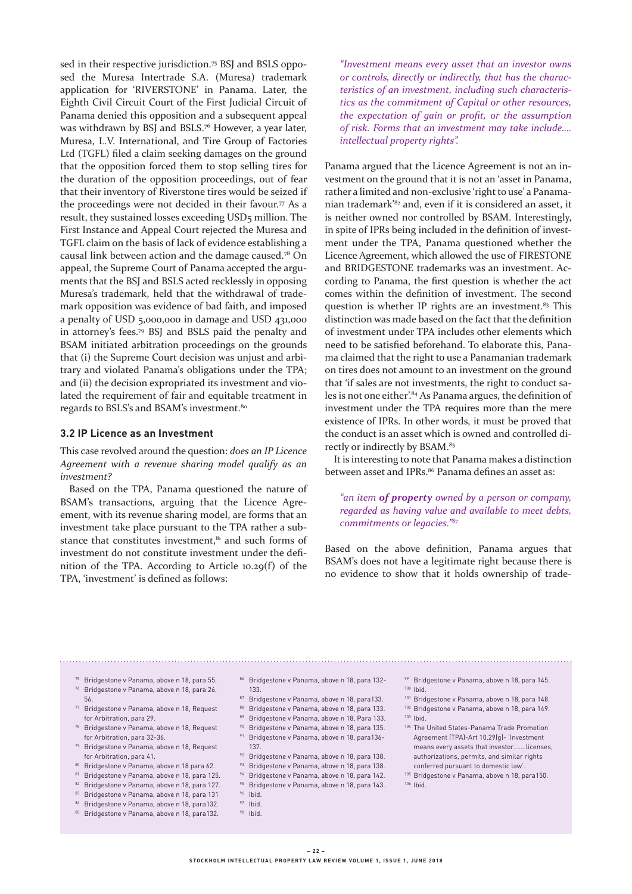sed in their respective jurisdiction.[75] BSJ and BSLS opposed the Muresa Intertrade S.A. (Muresa) trademark application for 'RIVERSTONE' in Panama. Later, the Eighth Civil Circuit Court of the First Judicial Circuit of Panama denied this opposition and a subsequent appeal was withdrawn by BSJ and BSLS.[76] However, a year later, Muresa, L.V. International, and Tire Group of Factories Ltd (TGFL) filed a claim seeking damages on the ground that the opposition forced them to stop selling tires for the duration of the opposition proceedings, out of fear that their inventory of Riverstone tires would be seized if the proceedings were not decided in their favour.[77] As a result, they sustained losses exceeding USD5 million. The First Instance and Appeal Court rejected the Muresa and TGFL claim on the basis of lack of evidence establishing a causal link between action and the damage caused.[78] On appeal, the Supreme Court of Panama accepted the arguments that the BSJ and BSLS acted recklessly in opposing Muresa's trademark, held that the withdrawal of trademark opposition was evidence of bad faith, and imposed a penalty of USD 5,000,000 in damage and USD 431,000 in attorney's fees.[79] BSJ and BSLS paid the penalty and BSAM initiated arbitration proceedings on the grounds that (i) the Supreme Court decision was unjust and arbitrary and violated Panama's obligations under the TPA; and (ii) the decision expropriated its investment and violated the requirement of fair and equitable treatment in regards to BSLS's and BSAM's investment.[80]

### 3.2 IP Licence as an Investment

This case revolved around the question: *does an IP Licence Agreement with a revenue sharing model qualify as an investment?*

Based on the TPA, Panama questioned the nature of BSAM's transactions, arguing that the Licence Agreement, with its revenue sharing model, are forms that an investment take place pursuant to the TPA rather a substance that constitutes investment,[81] and such forms of investment do not constitute investment under the definition of the TPA. According to Article 10.29(f) of the TPA, 'investment' is defined as follows:

> *"Investment means every asset that an investor owns or controls, directly or indirectly, that has the characteristics of an investment, including such characteristics as the commitment of Capital or other resources, the expectation of gain or profit, or the assumption of risk. Forms that an investment may take include.... intellectual property rights".*

Panama argued that the Licence Agreement is not an investment on the ground that it is not an 'asset in Panama, rather a limited and non-exclusive 'right to use' a Panamanian trademark'[82] and, even if it is considered an asset, it is neither owned nor controlled by BSAM. Interestingly, in spite of IPRs being included in the definition of investment under the TPA, Panama questioned whether the Licence Agreement, which allowed the use of FIRESTONE and BRIDGESTONE trademarks was an investment. According to Panama, the first question is whether the act comes within the definition of investment. The second question is whether IP rights are an investment.[83] This distinction was made based on the fact that the definition of investment under TPA includes other elements which need to be satisfied beforehand. To elaborate this, Panama claimed that the right to use a Panamanian trademark on tires does not amount to an investment on the ground that 'if sales are not investments, the right to conduct sales is not one either'.[84] As Panama argues, the definition of investment under the TPA requires more than the mere existence of IPRs. In other words, it must be proved that the conduct is an asset which is owned and controlled directly or indirectly by BSAM.[85]

It is interesting to note that Panama makes a distinction between asset and IPRs.[86] Panama defines an asset as:

> *"an item **of property** owned by a person or company, regarded as having value and available to meet debts, commitments or legacies."*[87]

Based on the above definition, Panama argues that BSAM's does not have a legitimate right because there is no evidence to show that it holds ownership of trade-

---

75 Bridgestone v Panama, above n 18, para 55.
76 Bridgestone v Panama, above n 18, para 26, 56.
77 Bridgestone v Panama, above n 18, Request for Arbitration, para 29.
78 Bridgestone v Panama, above n 18, Request for Arbitration, para 32-36.
79 Bridgestone v Panama, above n 18, Request for Arbitration, para 41.
80 Bridgestone v Panama, above n 18 para 62.
81 Bridgestone v Panama, above n 18, para 125.
82 Bridgestone v Panama, above n 18, para 127.
83 Bridgestone v Panama, above n 18, para 131
84 Bridgestone v Panama, above n 18, para132.
85 Bridgestone v Panama, above n 18, para132.
86 Bridgestone v Panama, above n 18, para 132-133.
87 Bridgestone v Panama, above n 18, para133.
88 Bridgestone v Panama, above n 18, para 133.
89 Bridgestone v Panama, above n 18, Para 133.
90 Bridgestone v Panama, above n 18, para 135.
91 Bridgestone v Panama, above n 18, para136-137.
92 Bridgestone v Panama, above n 18, para 138.
93 Bridgestone v Panama, above n 18, para 138.
94 Bridgestone v Panama, above n 18, para 142.
95 Bridgestone v Panama, above n 18, para 143.
96 Ibid.
97 Ibid.
98 Ibid.
99 Bridgestone v Panama, above n 18, para 145.
100 Ibid.
101 Bridgestone v Panama, above n 18, para 148.
102 Bridgestone v Panama, above n 18, para 149.
103 Ibid.
104 The United States-Panama Trade Promotion Agreement (TPA)-Art 10.29(g)- 'Investment means every assets that investor.......licenses, authorizations, permits, and similar rights conferred pursuant to domestic law'.
105 Bridgestone v Panama, above n 18, para150.
106 Ibid.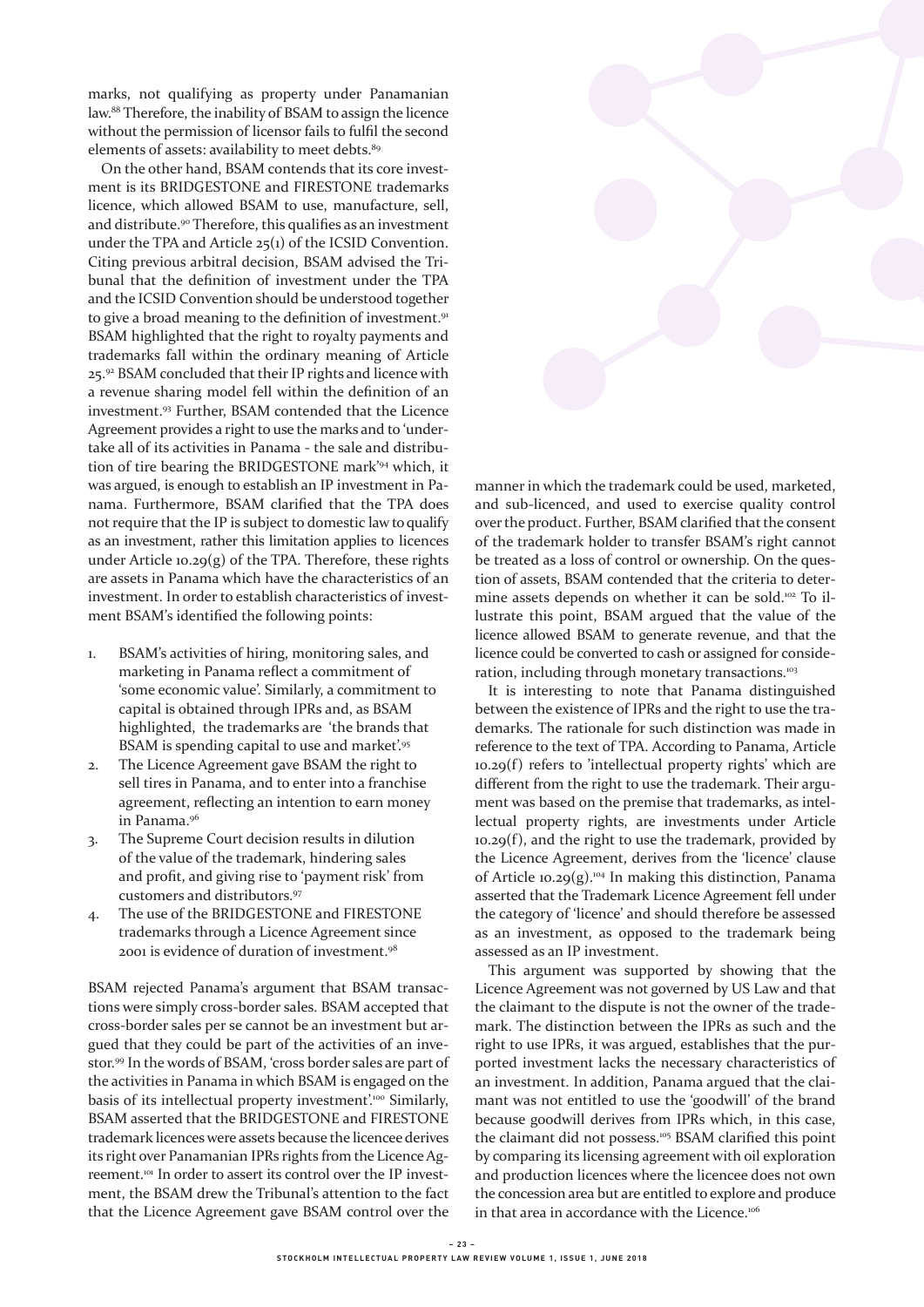marks, not qualifying as property under Panamanian law.[88] Therefore, the inability of BSAM to assign the licence without the permission of licensor fails to fulfil the second elements of assets: availability to meet debts.[89]

On the other hand, BSAM contends that its core investment is its BRIDGESTONE and FIRESTONE trademarks licence, which allowed BSAM to use, manufacture, sell, and distribute.[90] Therefore, this qualifies as an investment under the TPA and Article 25(1) of the ICSID Convention. Citing previous arbitral decision, BSAM advised the Tribunal that the definition of investment under the TPA and the ICSID Convention should be understood together to give a broad meaning to the definition of investment.[91] BSAM highlighted that the right to royalty payments and trademarks fall within the ordinary meaning of Article 25.[92] BSAM concluded that their IP rights and licence with a revenue sharing model fell within the definition of an investment.[93] Further, BSAM contended that the Licence Agreement provides a right to use the marks and to 'undertake all of its activities in Panama - the sale and distribution of tire bearing the BRIDGESTONE mark'[94] which, it was argued, is enough to establish an IP investment in Panama. Furthermore, BSAM clarified that the TPA does not require that the IP is subject to domestic law to qualify as an investment, rather this limitation applies to licences under Article 10.29(g) of the TPA. Therefore, these rights are assets in Panama which have the characteristics of an investment. In order to establish characteristics of investment BSAM's identified the following points:

1. BSAM's activities of hiring, monitoring sales, and marketing in Panama reflect a commitment of 'some economic value'. Similarly, a commitment to capital is obtained through IPRs and, as BSAM highlighted, the trademarks are 'the brands that BSAM is spending capital to use and market'.[95]
2. The Licence Agreement gave BSAM the right to sell tires in Panama, and to enter into a franchise agreement, reflecting an intention to earn money in Panama.[96]
3. The Supreme Court decision results in dilution of the value of the trademark, hindering sales and profit, and giving rise to 'payment risk' from customers and distributors.[97]
4. The use of the BRIDGESTONE and FIRESTONE trademarks through a Licence Agreement since 2001 is evidence of duration of investment.[98]

BSAM rejected Panama's argument that BSAM transactions were simply cross-border sales. BSAM accepted that cross-border sales per se cannot be an investment but argued that they could be part of the activities of an investor.[99] In the words of BSAM, 'cross border sales are part of the activities in Panama in which BSAM is engaged on the basis of its intellectual property investment'.[100] Similarly, BSAM asserted that the BRIDGESTONE and FIRESTONE trademark licences were assets because the licencee derives its right over Panamanian IPRs rights from the Licence Agreement.[101] In order to assert its control over the IP investment, the BSAM drew the Tribunal's attention to the fact that the Licence Agreement gave BSAM control over the manner in which the trademark could be used, marketed, and sub-licenced, and used to exercise quality control over the product. Further, BSAM clarified that the consent of the trademark holder to transfer BSAM's right cannot be treated as a loss of control or ownership. On the question of assets, BSAM contended that the criteria to determine assets depends on whether it can be sold.[102] To illustrate this point, BSAM argued that the value of the licence allowed BSAM to generate revenue, and that the licence could be converted to cash or assigned for consideration, including through monetary transactions.[103]

It is interesting to note that Panama distinguished between the existence of IPRs and the right to use the trademarks. The rationale for such distinction was made in reference to the text of TPA. According to Panama, Article 10.29(f) refers to 'intellectual property rights' which are different from the right to use the trademark. Their argument was based on the premise that trademarks, as intellectual property rights, are investments under Article 10.29(f), and the right to use the trademark, provided by the Licence Agreement, derives from the 'licence' clause of Article 10.29(g).[104] In making this distinction, Panama asserted that the Trademark Licence Agreement fell under the category of 'licence' and should therefore be assessed as an investment, as opposed to the trademark being assessed as an IP investment.

This argument was supported by showing that the Licence Agreement was not governed by US Law and that the claimant to the dispute is not the owner of the trademark. The distinction between the IPRs as such and the right to use IPRs, it was argued, establishes that the purported investment lacks the necessary characteristics of an investment. In addition, Panama argued that the claimant was not entitled to use the 'goodwill' of the brand because goodwill derives from IPRs which, in this case, the claimant did not possess.[105] BSAM clarified this point by comparing its licensing agreement with oil exploration and production licences where the licencee does not own the concession area but are entitled to explore and produce in that area in accordance with the Licence.[106]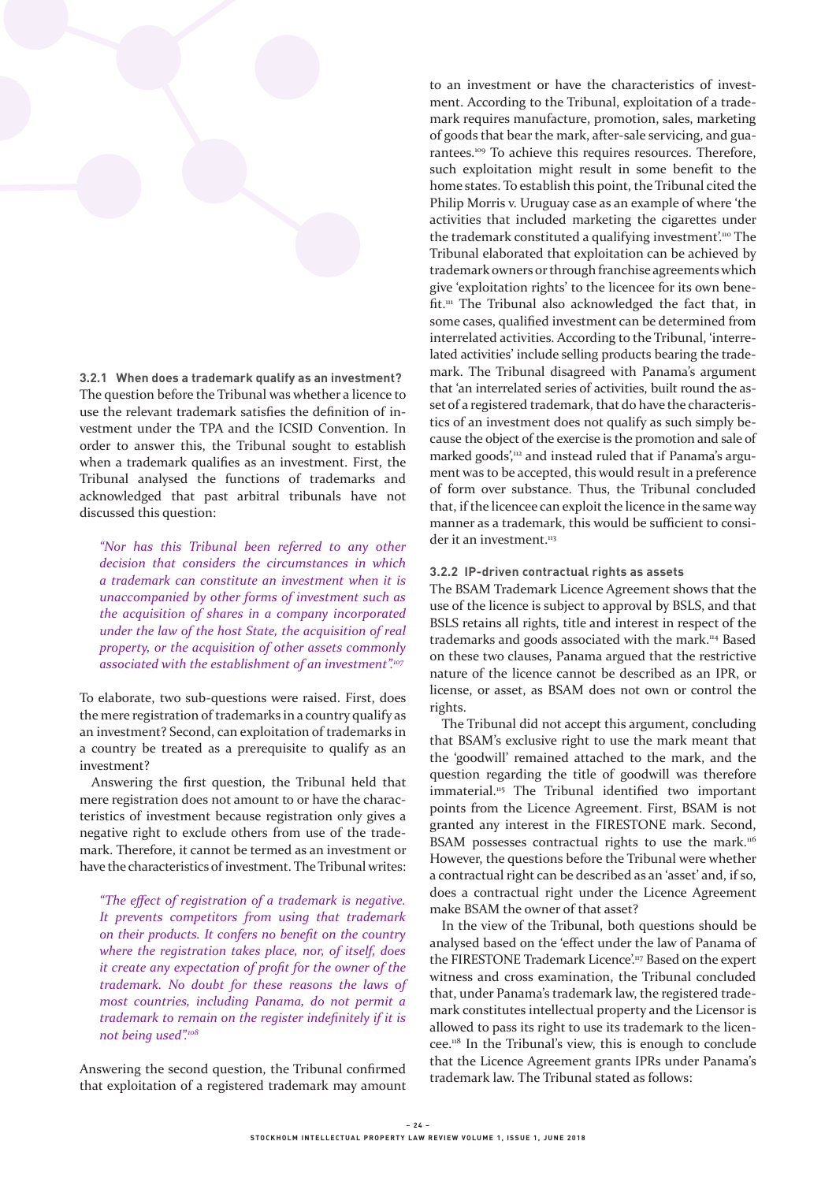### 3.2.1 When does a trademark qualify as an investment?

The question before the Tribunal was whether a licence to use the relevant trademark satisfies the definition of investment under the TPA and the ICSID Convention. In order to answer this, the Tribunal sought to establish when a trademark qualifies as an investment. First, the Tribunal analysed the functions of trademarks and acknowledged that past arbitral tribunals have not discussed this question:

> *"Nor has this Tribunal been referred to any other decision that considers the circumstances in which a trademark can constitute an investment when it is unaccompanied by other forms of investment such as the acquisition of shares in a company incorporated under the law of the host State, the acquisition of real property, or the acquisition of other assets commonly associated with the establishment of an investment".*[107]

To elaborate, two sub-questions were raised. First, does the mere registration of trademarks in a country qualify as an investment? Second, can exploitation of trademarks in a country be treated as a prerequisite to qualify as an investment?

Answering the first question, the Tribunal held that mere registration does not amount to or have the characteristics of investment because registration only gives a negative right to exclude others from use of the trademark. Therefore, it cannot be termed as an investment or have the characteristics of investment. The Tribunal writes:

> *"The effect of registration of a trademark is negative. It prevents competitors from using that trademark on their products. It confers no benefit on the country where the registration takes place, nor, of itself, does it create any expectation of profit for the owner of the trademark. No doubt for these reasons the laws of most countries, including Panama, do not permit a trademark to remain on the register indefinitely if it is not being used".*[108]

Answering the second question, the Tribunal confirmed that exploitation of a registered trademark may amount to an investment or have the characteristics of investment. According to the Tribunal, exploitation of a trademark requires manufacture, promotion, sales, marketing of goods that bear the mark, after-sale servicing, and guarantees.[109] To achieve this requires resources. Therefore, such exploitation might result in some benefit to the home states. To establish this point, the Tribunal cited the Philip Morris v. Uruguay case as an example of where 'the activities that included marketing the cigarettes under the trademark constituted a qualifying investment'.[110] The Tribunal elaborated that exploitation can be achieved by trademark owners or through franchise agreements which give 'exploitation rights' to the licencee for its own benefit.[111] The Tribunal also acknowledged the fact that, in some cases, qualified investment can be determined from interrelated activities. According to the Tribunal, 'interrelated activities' include selling products bearing the trademark. The Tribunal disagreed with Panama's argument that 'an interrelated series of activities, built round the asset of a registered trademark, that do have the characteristics of an investment does not qualify as such simply because the object of the exercise is the promotion and sale of marked goods',[112] and instead ruled that if Panama's argument was to be accepted, this would result in a preference of form over substance. Thus, the Tribunal concluded that, if the licencee can exploit the licence in the same way manner as a trademark, this would be sufficient to consider it an investment.[113]

### 3.2.2 IP-driven contractual rights as assets

The BSAM Trademark Licence Agreement shows that the use of the licence is subject to approval by BSLS, and that BSLS retains all rights, title and interest in respect of the trademarks and goods associated with the mark.[114] Based on these two clauses, Panama argued that the restrictive nature of the licence cannot be described as an IPR, or license, or asset, as BSAM does not own or control the rights.

The Tribunal did not accept this argument, concluding that BSAM's exclusive right to use the mark meant that the 'goodwill' remained attached to the mark, and the question regarding the title of goodwill was therefore immaterial.[115] The Tribunal identified two important points from the Licence Agreement. First, BSAM is not granted any interest in the FIRESTONE mark. Second, BSAM possesses contractual rights to use the mark.[116] However, the questions before the Tribunal were whether a contractual right can be described as an 'asset' and, if so, does a contractual right under the Licence Agreement make BSAM the owner of that asset?

In the view of the Tribunal, both questions should be analysed based on the 'effect under the law of Panama of the FIRESTONE Trademark Licence'.[117] Based on the expert witness and cross examination, the Tribunal concluded that, under Panama's trademark law, the registered trademark constitutes intellectual property and the Licensor is allowed to pass its right to use its trademark to the licencee.[118] In the Tribunal's view, this is enough to conclude that the Licence Agreement grants IPRs under Panama's trademark law. The Tribunal stated as follows: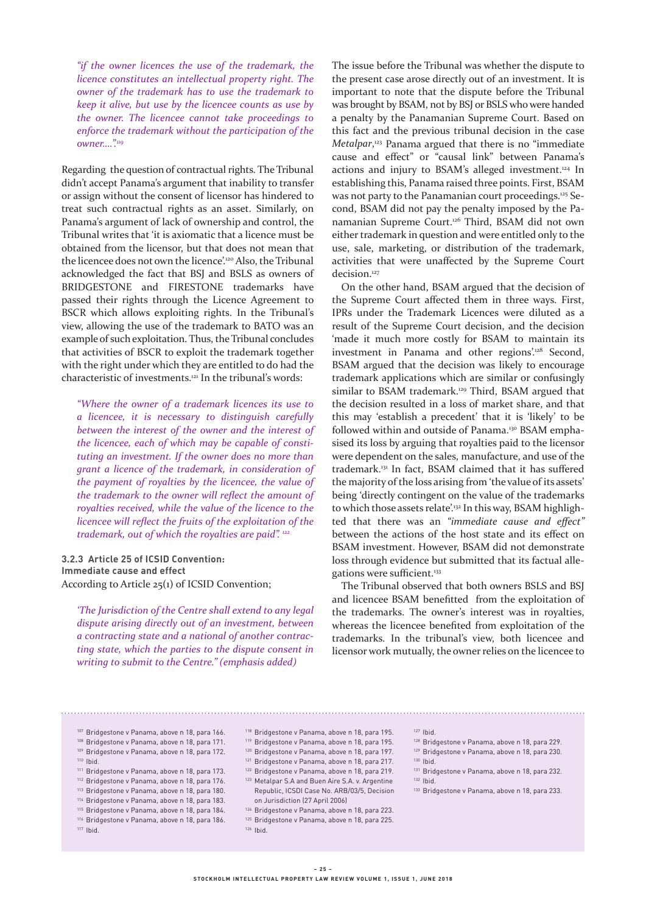*"if the owner licences the use of the trademark, the licence constitutes an intellectual property right. The owner of the trademark has to use the trademark to keep it alive, but use by the licencee counts as use by the owner. The licencee cannot take proceedings to enforce the trademark without the participation of the owner….".*[119]

Regarding the question of contractual rights. The Tribunal didn't accept Panama's argument that inability to transfer or assign without the consent of licensor has hindered to treat such contractual rights as an asset. Similarly, on Panama's argument of lack of ownership and control, the Tribunal writes that 'it is axiomatic that a licence must be obtained from the licensor, but that does not mean that the licencee does not own the licence'.[120] Also, the Tribunal acknowledged the fact that BSJ and BSLS as owners of BRIDGESTONE and FIRESTONE trademarks have passed their rights through the Licence Agreement to BSCR which allows exploiting rights. In the Tribunal's view, allowing the use of the trademark to BATO was an example of such exploitation. Thus, the Tribunal concludes that activities of BSCR to exploit the trademark together with the right under which they are entitled to do had the characteristic of investments.[121] In the tribunal's words:

> *"Where the owner of a trademark licences its use to a licencee, it is necessary to distinguish carefully between the interest of the owner and the interest of the licencee, each of which may be capable of constituting an investment. If the owner does no more than grant a licence of the trademark, in consideration of the payment of royalties by the licencee, the value of the trademark to the owner will reflect the amount of royalties received, while the value of the licence to the licencee will reflect the fruits of the exploitation of the trademark, out of which the royalties are paid".* [122]

### 3.2.3 Article 25 of ICSID Convention: Immediate cause and effect

According to Article 25(1) of ICSID Convention;

> *'The Jurisdiction of the Centre shall extend to any legal dispute arising directly out of an investment, between a contracting state and a national of another contracting state, which the parties to the dispute consent in writing to submit to the Centre." (emphasis added)*

The issue before the Tribunal was whether the dispute to the present case arose directly out of an investment. It is important to note that the dispute before the Tribunal was brought by BSAM, not by BSJ or BSLS who were handed a penalty by the Panamanian Supreme Court. Based on this fact and the previous tribunal decision in the case *Metalpar*,[123] Panama argued that there is no "immediate cause and effect" or "causal link" between Panama's actions and injury to BSAM's alleged investment.[124] In establishing this, Panama raised three points. First, BSAM was not party to the Panamanian court proceedings.[125] Second, BSAM did not pay the penalty imposed by the Panamanian Supreme Court.[126] Third, BSAM did not own either trademark in question and were entitled only to the use, sale, marketing, or distribution of the trademark, activities that were unaffected by the Supreme Court decision.[127]

On the other hand, BSAM argued that the decision of the Supreme Court affected them in three ways. First, IPRs under the Trademark Licences were diluted as a result of the Supreme Court decision, and the decision 'made it much more costly for BSAM to maintain its investment in Panama and other regions'.[128] Second, BSAM argued that the decision was likely to encourage trademark applications which are similar or confusingly similar to BSAM trademark.[129] Third, BSAM argued that the decision resulted in a loss of market share, and that this may 'establish a precedent' that it is 'likely' to be followed within and outside of Panama.[130] BSAM emphasised its loss by arguing that royalties paid to the licensor were dependent on the sales, manufacture, and use of the trademark.[131] In fact, BSAM claimed that it has suffered the majority of the loss arising from 'the value of its assets' being 'directly contingent on the value of the trademarks to which those assets relate'.[132] In this way, BSAM highlighted that there was an *"immediate cause and effect"* between the actions of the host state and its effect on BSAM investment. However, BSAM did not demonstrate loss through evidence but submitted that its factual allegations were sufficient.[133]

The Tribunal observed that both owners BSLS and BSJ and licencee BSAM benefitted from the exploitation of the trademarks. The owner's interest was in royalties, whereas the licencee benefited from exploitation of the trademarks. In the tribunal's view, both licencee and licensor work mutually, the owner relies on the licencee to

---

[107] Bridgestone v Panama, above n 18, para 166.
[108] Bridgestone v Panama, above n 18, para 171.
[109] Bridgestone v Panama, above n 18, para 172.
[110] Ibid.
[111] Bridgestone v Panama, above n 18, para 173.
[112] Bridgestone v Panama, above n 18, para 176.
[113] Bridgestone v Panama, above n 18, para 180.
[114] Bridgestone v Panama, above n 18, para 183.
[115] Bridgestone v Panama, above n 18, para 184.
[116] Bridgestone v Panama, above n 18, para 186.
[117] Ibid.
[118] Bridgestone v Panama, above n 18, para 195.
[119] Bridgestone v Panama, above n 18, para 195.
[120] Bridgestone v Panama, above n 18, para 197.
[121] Bridgestone v Panama, above n 18, para 217.
[122] Bridgestone v Panama, above n 18, para 219.
[123] Metalpar S.A and Buen Aire S.A. v. Argentine Republic, ICSDI Case No. ARB/03/5, Decision on Jurisdiction (27 April 2006)
[124] Bridgestone v Panama, above n 18, para 223.
[125] Bridgestone v Panama, above n 18, para 225.
[126] Ibid.
[127] Ibid.
[128] Bridgestone v Panama, above n 18, para 229.
[129] Bridgestone v Panama, above n 18, para 230.
[130] Ibid.
[131] Bridgestone v Panama, above n 18, para 232.
[132] Ibid.
[133] Bridgestone v Panama, above n 18, para 233.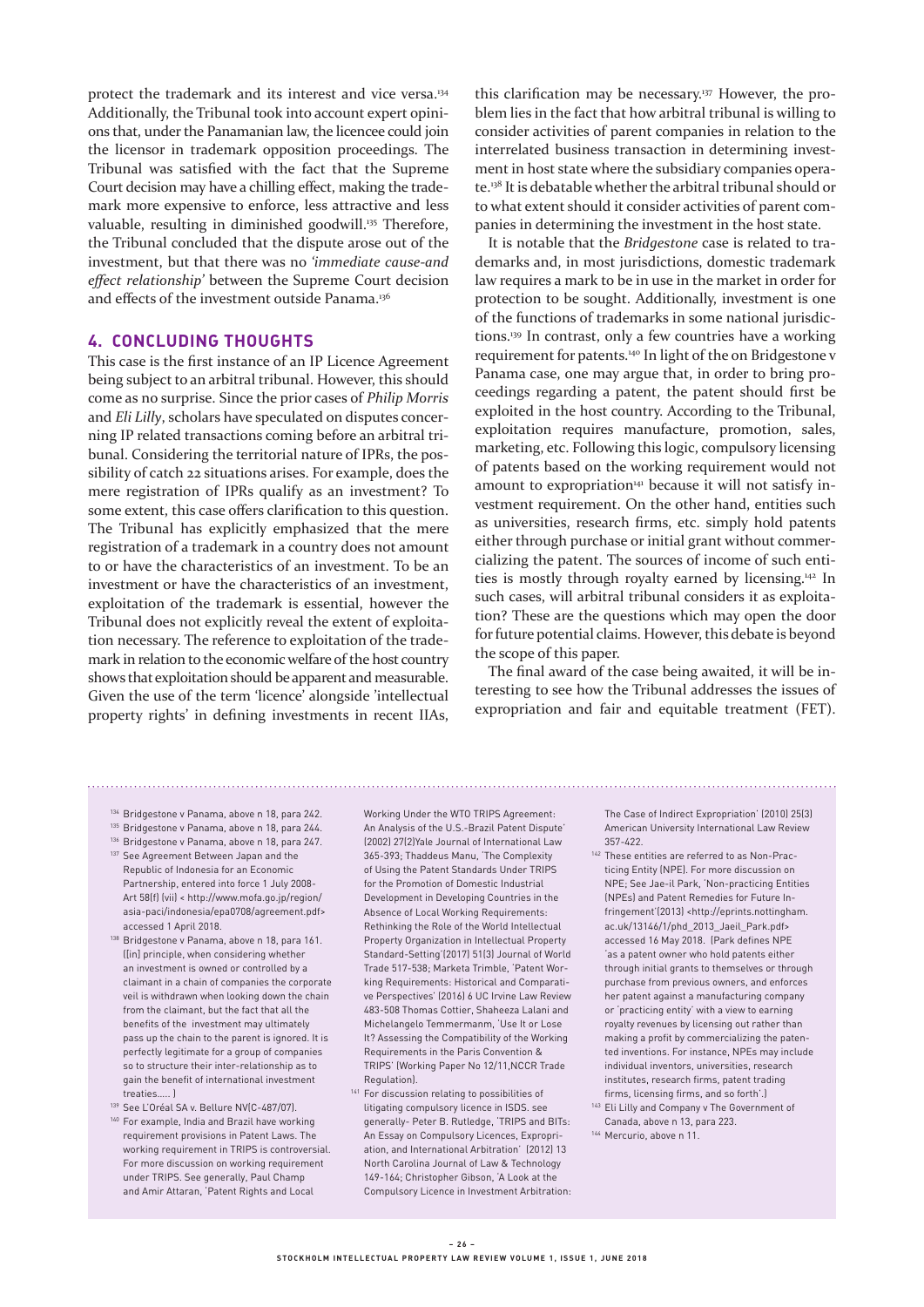protect the trademark and its interest and vice versa.[134] Additionally, the Tribunal took into account expert opinions that, under the Panamanian law, the licencee could join the licensor in trademark opposition proceedings. The Tribunal was satisfied with the fact that the Supreme Court decision may have a chilling effect, making the trademark more expensive to enforce, less attractive and less valuable, resulting in diminished goodwill.[135] Therefore, the Tribunal concluded that the dispute arose out of the investment, but that there was no *'immediate cause-and effect relationship'* between the Supreme Court decision and effects of the investment outside Panama.[136]

## 4. CONCLUDING THOUGHTS

This case is the first instance of an IP Licence Agreement being subject to an arbitral tribunal. However, this should come as no surprise. Since the prior cases of *Philip Morris* and *Eli Lilly*, scholars have speculated on disputes concerning IP related transactions coming before an arbitral tribunal. Considering the territorial nature of IPRs, the possibility of catch 22 situations arises. For example, does the mere registration of IPRs qualify as an investment? To some extent, this case offers clarification to this question. The Tribunal has explicitly emphasized that the mere registration of a trademark in a country does not amount to or have the characteristics of an investment. To be an investment or have the characteristics of an investment, exploitation of the trademark is essential, however the Tribunal does not explicitly reveal the extent of exploitation necessary. The reference to exploitation of the trademark in relation to the economic welfare of the host country shows that exploitation should be apparent and measurable. Given the use of the term 'licence' alongside 'intellectual property rights' in defining investments in recent IIAs, this clarification may be necessary.[137] However, the problem lies in the fact that how arbitral tribunal is willing to consider activities of parent companies in relation to the interrelated business transaction in determining investment in host state where the subsidiary companies operate.[138] It is debatable whether the arbitral tribunal should or to what extent should it consider activities of parent companies in determining the investment in the host state.

It is notable that the *Bridgestone* case is related to trademarks and, in most jurisdictions, domestic trademark law requires a mark to be in use in the market in order for protection to be sought. Additionally, investment is one of the functions of trademarks in some national jurisdictions.[139] In contrast, only a few countries have a working requirement for patents.[140] In light of the on Bridgestone v Panama case, one may argue that, in order to bring proceedings regarding a patent, the patent should first be exploited in the host country. According to the Tribunal, exploitation requires manufacture, promotion, sales, marketing, etc. Following this logic, compulsory licensing of patents based on the working requirement would not amount to expropriation[141] because it will not satisfy investment requirement. On the other hand, entities such as universities, research firms, etc. simply hold patents either through purchase or initial grant without commercializing the patent. The sources of income of such entities is mostly through royalty earned by licensing.[142] In such cases, will arbitral tribunal considers it as exploitation? These are the questions which may open the door for future potential claims. However, this debate is beyond the scope of this paper.

The final award of the case being awaited, it will be interesting to see how the Tribunal addresses the issues of expropriation and fair and equitable treatment (FET).

---

[134] Bridgestone v Panama, above n 18, para 242.

[135] Bridgestone v Panama, above n 18, para 244.

[136] Bridgestone v Panama, above n 18, para 247.

[137] See Agreement Between Japan and the Republic of Indonesia for an Economic Partnership, entered into force 1 July 2008- Art 58(f) (vii) < http://www.mofa.go.jp/region/asia-paci/indonesia/epa0708/agreement.pdf> accessed 1 April 2018.

[138] Bridgestone v Panama, above n 18, para 161. ([in] principle, when considering whether an investment is owned or controlled by a claimant in a chain of companies the corporate veil is withdrawn when looking down the chain from the claimant, but the fact that all the benefits of the investment may ultimately pass up the chain to the parent is ignored. It is perfectly legitimate for a group of companies so to structure their inter-relationship as to gain the benefit of international investment treaties….. )

[139] See L'Oréal SA v. Bellure NV(C-487/07).

[140] For example, India and Brazil have working requirement provisions in Patent Laws. The working requirement in TRIPS is controversial. For more discussion on working requirement under TRIPS. See generally, Paul Champ and Amir Attaran, 'Patent Rights and Local Working Under the WTO TRIPS Agreement: An Analysis of the U.S.-Brazil Patent Dispute' (2002) 27(2)Yale Journal of International Law 365-393; Thaddeus Manu, 'The Complexity of Using the Patent Standards Under TRIPS for the Promotion of Domestic Industrial Development in Developing Countries in the Absence of Local Working Requirements: Rethinking the Role of the World Intellectual Property Organization in Intellectual Property Standard-Setting'(2017) 51(3) Journal of World Trade 517-538; Marketa Trimble, 'Patent Working Requirements: Historical and Comparative Perspectives' (2016) 6 UC Irvine Law Review 483-508 Thomas Cottier, Shaheeza Lalani and Michelangelo Temmermanm, 'Use It or Lose It? Assessing the Compatibility of the Working Requirements in the Paris Convention & TRIPS' (Working Paper No 12/11,NCCR Trade Regulation).

[141] For discussion relating to possibilities of litigating compulsory licence in ISDS. see generally- Peter B. Rutledge, 'TRIPS and BITs: An Essay on Compulsory Licences, Expropriation, and International Arbitration' (2012) 13 North Carolina Journal of Law & Technology 149-164; Christopher Gibson, 'A Look at the Compulsory Licence in Investment Arbitration: The Case of Indirect Expropriation' (2010) 25(3) American University International Law Review 357-422.

[142] These entities are referred to as Non-Practicing Entity (NPE). For more discussion on NPE; See Jae-il Park, 'Non-practicing Entities (NPEs) and Patent Remedies for Future Infringement'(2013) <http://eprints.nottingham.ac.uk/13146/1/phd_2013_Jaeil_Park.pdf> accessed 16 May 2018. (Park defines NPE 'as a patent owner who hold patents either through initial grants to themselves or through purchase from previous owners, and enforces her patent against a manufacturing company or 'practicing entity' with a view to earning royalty revenues by licensing out rather than making a profit by commercializing the patented inventions. For instance, NPEs may include individual inventors, universities, research institutes, research firms, patent trading firms, licensing firms, and so forth'.)

[143] Eli Lilly and Company v The Government of Canada, above n 13, para 223.

[144] Mercurio, above n 11.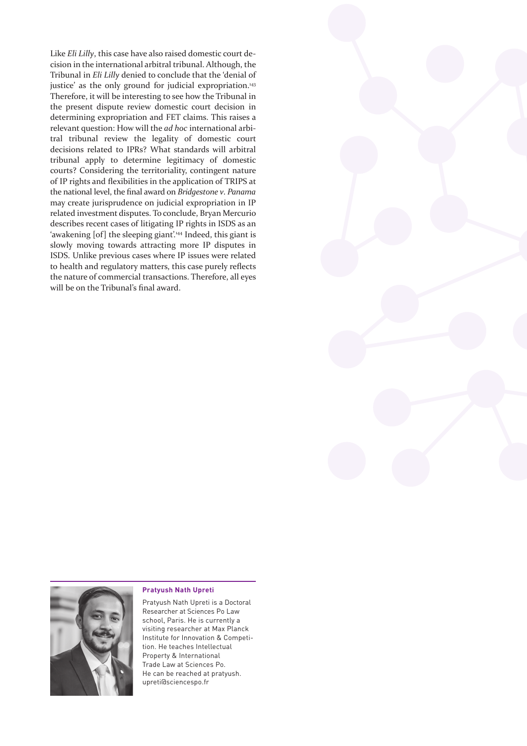Like *Eli Lilly*, this case have also raised domestic court decision in the international arbitral tribunal. Although, the Tribunal in *Eli Lilly* denied to conclude that the 'denial of justice' as the only ground for judicial expropriation.[143] Therefore, it will be interesting to see how the Tribunal in the present dispute review domestic court decision in determining expropriation and FET claims. This raises a relevant question: How will the *ad hoc* international arbitral tribunal review the legality of domestic court decisions related to IPRs? What standards will arbitral tribunal apply to determine legitimacy of domestic courts? Considering the territoriality, contingent nature of IP rights and flexibilities in the application of TRIPS at the national level, the final award on *Bridgestone v. Panama* may create jurisprudence on judicial expropriation in IP related investment disputes. To conclude, Bryan Mercurio describes recent cases of litigating IP rights in ISDS as an 'awakening [of] the sleeping giant'.[144] Indeed, this giant is slowly moving towards attracting more IP disputes in ISDS. Unlike previous cases where IP issues were related to health and regulatory matters, this case purely reflects the nature of commercial transactions. Therefore, all eyes will be on the Tribunal's final award.

**Pratyush Nath Upreti**

Pratyush Nath Upreti is a Doctoral Researcher at Sciences Po Law school, Paris. He is currently a visiting researcher at Max Planck Institute for Innovation & Competition. He teaches Intellectual Property & International Trade Law at Sciences Po. He can be reached at pratyush.upreti@sciencespo.fr